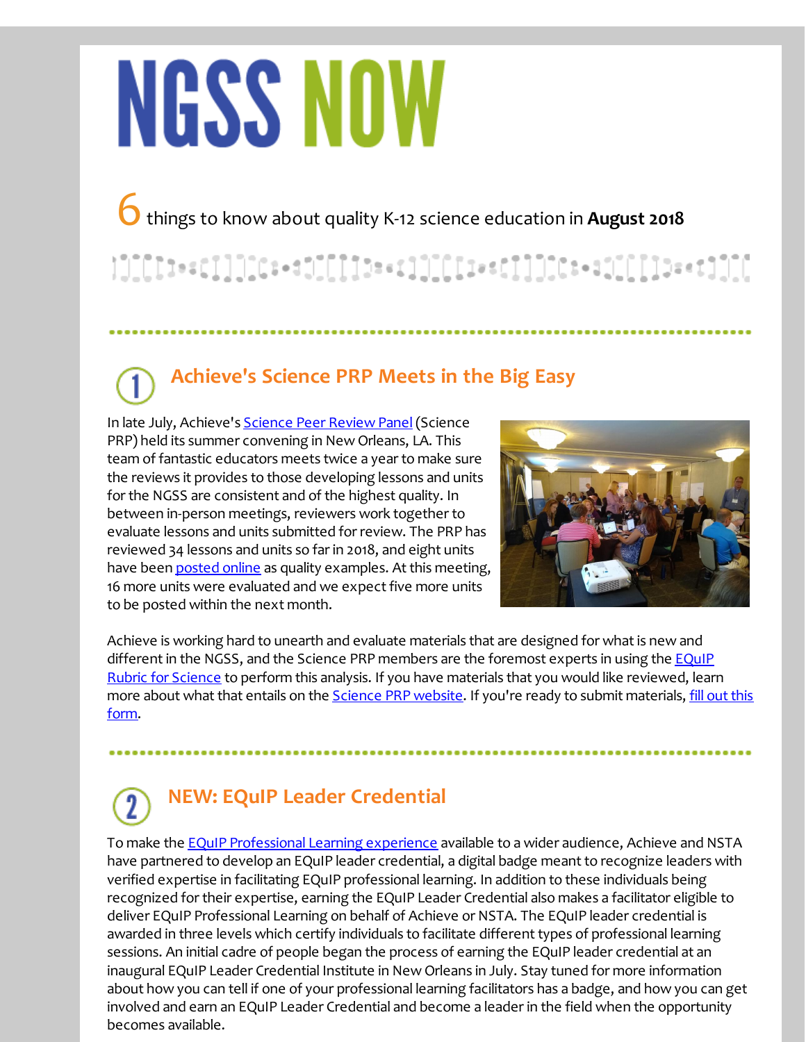# NGSS NOW

6 things to know about quality K-12 science education in **August 2018**

## 1 Achieve's Science PRP Meets in the Big Easy

In late July, Achieve's Science Peer Review Panel (Science PRP) held its summer convening in New Orleans, LA. This team of fantastic educators meets twice a year to make sure the reviews it provides to those developing lessons and units for the NGSS are consistent and of the highest quality. In between in-person meetings, reviewers work together to evaluate lessons and units submitted for review. The PRP has reviewed 34 lessons and units so far in 2018, and eight units have been posted online as quality examples. At this meeting, 16 more units were evaluated and we expect five more units to be posted within the next month.

Achieve is working hard to unearth and evaluate materials that are designed for what is new and different in the NGSS, and the Science PRP members are the foremost experts in using the EQuIP Rubric for Science to perform this analysis. If you have materials that you would like reviewed, learn more about what that entails on the Science PRP website. If you're ready to submit materials, fill out this form.

## 2 NEW: EQuIP Leader Credential

To make the EQuIP Professional Learning experience available to a wider audience, Achieve and NSTA have partnered to develop an EQuIP leader credential, a digital badge meant to recognize leaders with verified expertise in facilitating EQuIP professional learning. In addition to these individuals being recognized for their expertise, earning the EQuIP Leader Credential also makes a facilitator eligible to deliver EQuIP Professional Learning on behalf of Achieve or NSTA. The EQuIP leader credential is awarded in three levels which certify individuals to facilitate different types of professional learning sessions. An initial cadre of people began the process of earning the EQuIP leader credential at an inaugural EQuIP Leader Credential Institute in New Orleans in July. Stay tuned for more information about how you can tell if one of your professional learning facilitators has a badge, and how you can get involved and earn an EQuIP Leader Credential and become a leader in the field when the opportunity becomes available.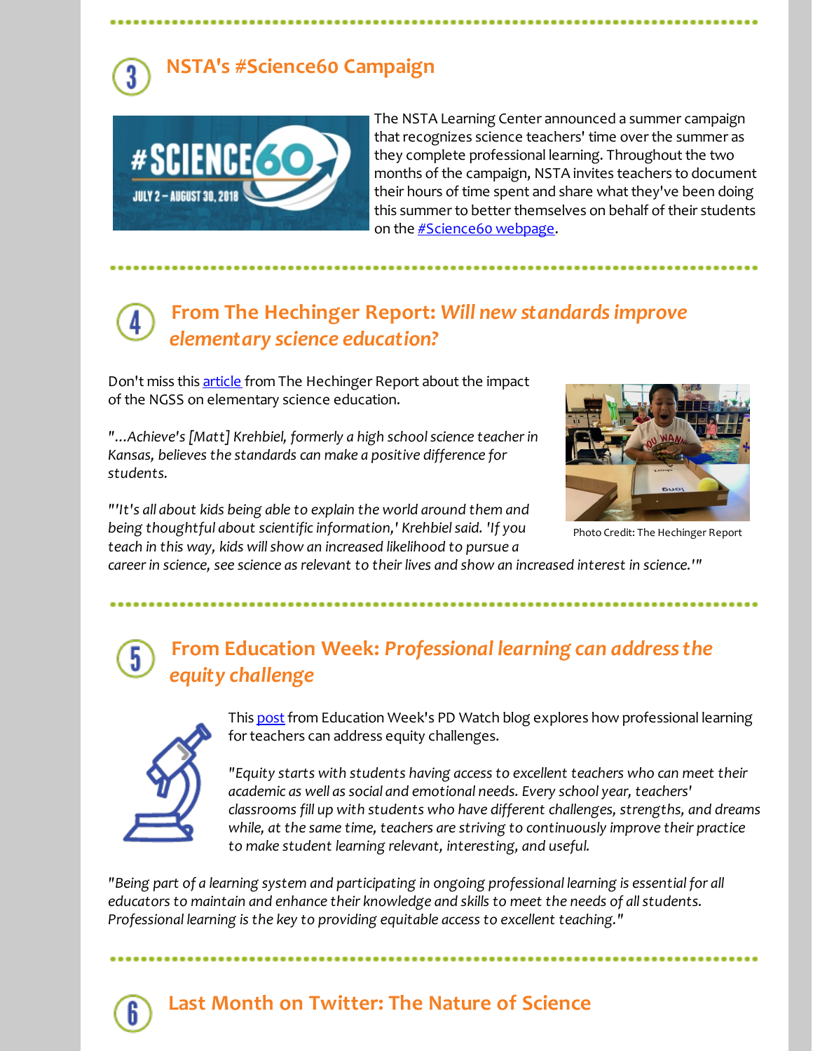## 3 NSTA's #Science60 Campaign

The NSTA Learning Center announced a summer campaign that recognizes science teachers' time over the summer as they complete professional learning. Throughout the two months of the campaign, NSTA invites teachers to document their hours of time spent and share what they've been doing this summer to better themselves on behalf of their students on the #Science60 webpage.

## 4 From The Hechinger Report: *Will new standards improve elementary science education?*

Don't miss this article from The Hechinger Report about the impact of the NGSS on elementary science education.

*"...Achieve's [Matt] Krehbiel, formerly a high school science teacher in Kansas, believes the standards can make a positive difference for students.*

*"'It's all about kids being able to explain the world around them and being thoughtful about scientific information,' Krehbiel said. 'If you teach in this way, kids will show an increased likelihood to pursue a career in science, see science as relevant to their lives and show an increased interest in science.'"*

Photo Credit: The Hechinger Report

## 5 From Education Week: *Professional learning can address the equity challenge*

This post from Education Week's PD Watch blog explores how professional learning for teachers can address equity challenges.

*"Equity starts with students having access to excellent teachers who can meet their academic as well as social and emotional needs. Every school year, teachers' classrooms fill up with students who have different challenges, strengths, and dreams while, at the same time, teachers are striving to continuously improve their practice to make student learning relevant, interesting, and useful.*

*"Being part of a learning system and participating in ongoing professional learning is essential for all educators to maintain and enhance their knowledge and skills to meet the needs of all students. Professional learning is the key to providing equitable access to excellent teaching."*

## 6 Last Month on Twitter: The Nature of Science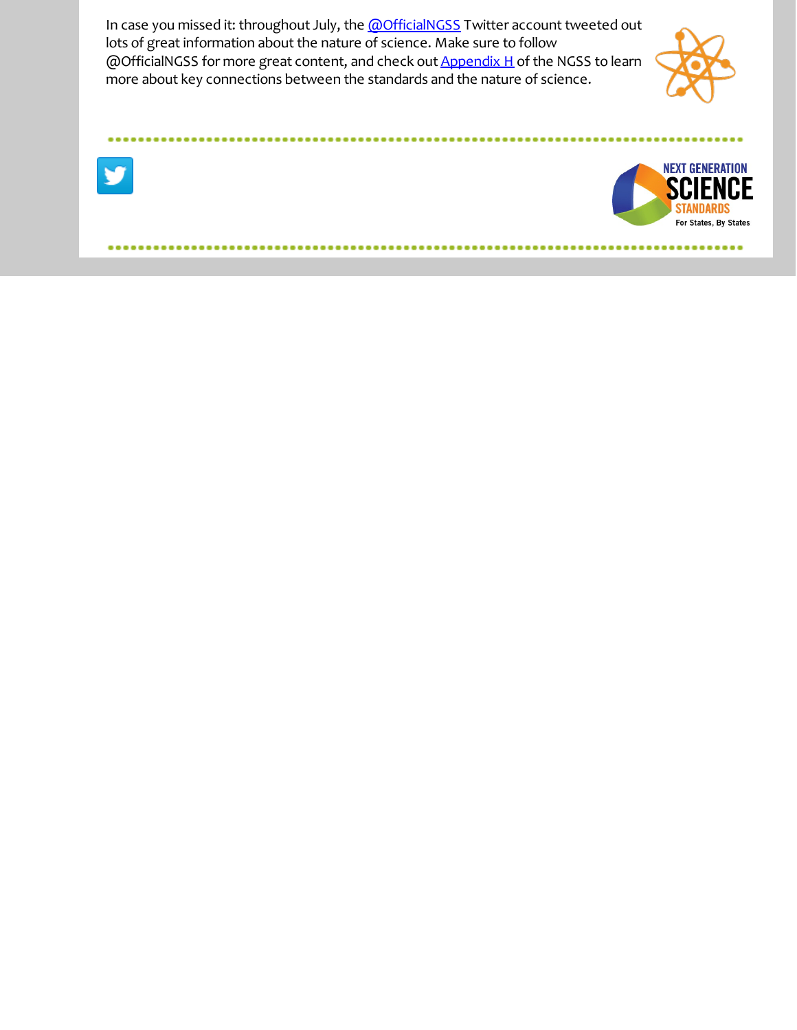In case you missed it: throughout July, the @OfficialNGSS Twitter account tweeted out lots of great information about the nature of science. Make sure to follow @OfficialNGSS for more great content, and check out Appendix H of the NGSS to learn more about key connections between the standards and the nature of science.